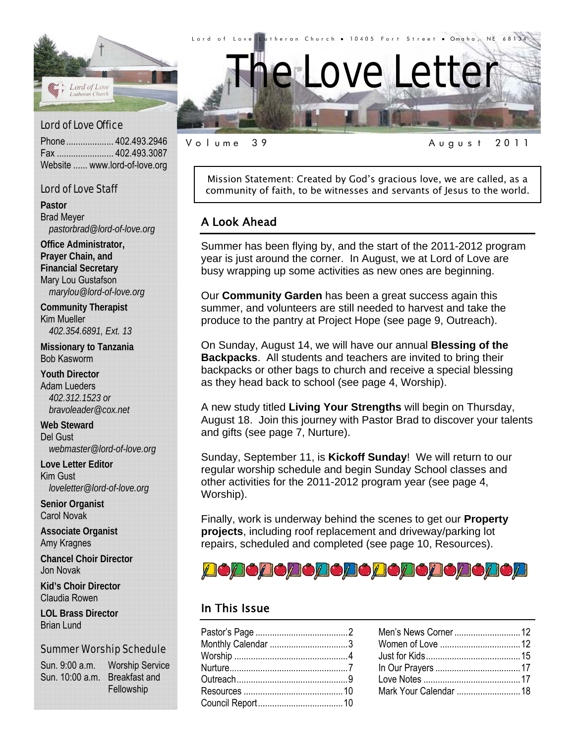Lord of Love Lutheran Church • 10405 Fort Street • Omaha, NE 68134

# The Love Letter

Volume 39 — August 2011

Mission Statement: Created by God's gracious love, we are called, as a community of faith, to be witnesses and servants of Jesus to the world.

## A Look Ahead

Summer has been flying by, and the start of the 2011-2012 program year is just around the corner. In August, we at Lord of Love are busy wrapping up some activities as new ones are beginning.

Our **Community Garden** has been a great success again this summer, and volunteers are still needed to harvest and take the produce to the pantry at Project Hope (see page 9, Outreach).

On Sunday, August 14, we will have our annual **Blessing of the Backpacks**. All students and teachers are invited to bring their backpacks or other bags to church and receive a special blessing as they head back to school (see page 4, Worship).

A new study titled **Living Your Strengths** will begin on Thursday, August 18. Join this journey with Pastor Brad to discover your talents and gifts (see page 7, Nurture).

Sunday, September 11, is **Kickoff Sunday**! We will return to our regular worship schedule and begin Sunday School classes and other activities for the 2011-2012 program year (see page 4, Worship).

Finally, work is underway behind the scenes to get our **Property projects**, including roof replacement and driveway/parking lot repairs, scheduled and completed (see page 10, Resources).

## In This Issue

| | |
|---|---|
| Pastor's Page | 2 |
| Monthly Calendar | 3 |
| Worship | 4 |
| Nurture | 7 |
| Outreach | 9 |
| Resources | 10 |
| Council Report | 10 |
| Men's News Corner | 12 |
| Women of Love | 12 |
| Just for Kids | 15 |
| In Our Prayers | 17 |
| Love Notes | 17 |
| Mark Your Calendar | 18 |

## Lord of Love Office

Phone .................... 402.493.2946
Fax ........................ 402.493.3087
Website ...... www.lord-of-love.org

## Lord of Love Staff

**Pastor**
Brad Meyer
*pastorbrad@lord-of-love.org*

**Office Administrator, Prayer Chain, and Financial Secretary**
Mary Lou Gustafson
*marylou@lord-of-love.org*

**Community Therapist**
Kim Mueller
*402.354.6891, Ext. 13*

**Missionary to Tanzania**
Bob Kasworm

**Youth Director**
Adam Lueders
*402.312.1523 or bravoleader@cox.net*

**Web Steward**
Del Gust
*webmaster@lord-of-love.org*

**Love Letter Editor**
Kim Gust
*loveletter@lord-of-love.org*

**Senior Organist**
Carol Novak

**Associate Organist**
Amy Kragnes

**Chancel Choir Director**
Jon Novak

**Kid's Choir Director**
Claudia Rowen

**LOL Brass Director**
Brian Lund

## Summer Worship Schedule

Sun. 9:00 a.m. — Worship Service
Sun. 10:00 a.m. — Breakfast and Fellowship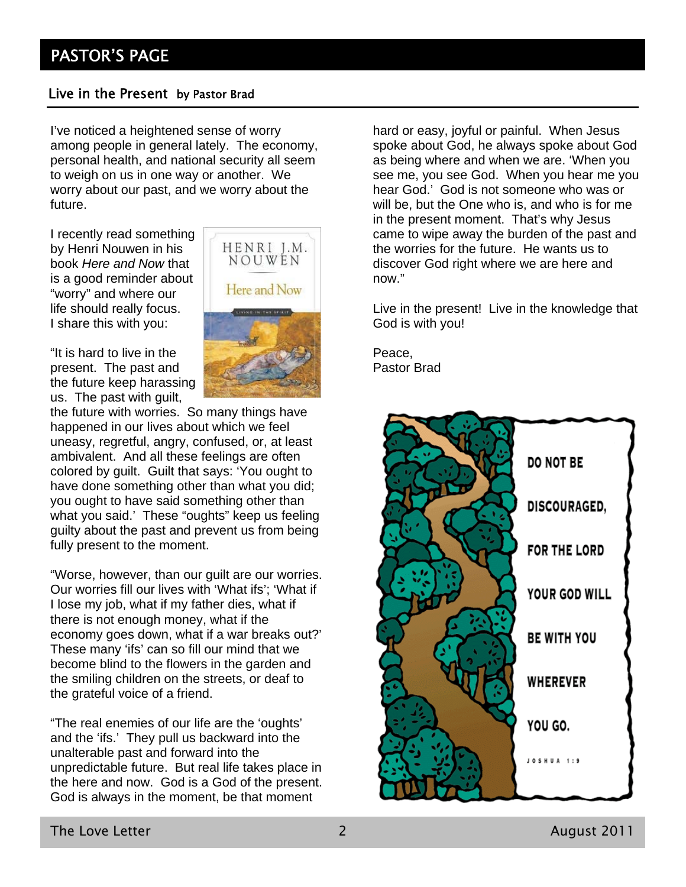# PASTOR'S PAGE

## Live in the Present by Pastor Brad

I've noticed a heightened sense of worry among people in general lately. The economy, personal health, and national security all seem to weigh on us in one way or another. We worry about our past, and we worry about the future.

I recently read something by Henri Nouwen in his book *Here and Now* that is a good reminder about "worry" and where our life should really focus. I share this with you:

"It is hard to live in the present. The past and the future keep harassing us. The past with guilt, the future with worries. So many things have happened in our lives about which we feel uneasy, regretful, angry, confused, or, at least ambivalent. And all these feelings are often colored by guilt. Guilt that says: 'You ought to have done something other than what you did; you ought to have said something other than what you said.' These "oughts" keep us feeling guilty about the past and prevent us from being fully present to the moment.

"Worse, however, than our guilt are our worries. Our worries fill our lives with 'What ifs'; 'What if I lose my job, what if my father dies, what if there is not enough money, what if the economy goes down, what if a war breaks out?' These many 'ifs' can so fill our mind that we become blind to the flowers in the garden and the smiling children on the streets, or deaf to the grateful voice of a friend.

"The real enemies of our life are the 'oughts' and the 'ifs.' They pull us backward into the unalterable past and forward into the unpredictable future. But real life takes place in the here and now. God is a God of the present. God is always in the moment, be that moment hard or easy, joyful or painful. When Jesus spoke about God, he always spoke about God as being where and when we are. 'When you see me, you see God. When you hear me you hear God.' God is not someone who was or will be, but the One who is, and who is for me in the present moment. That's why Jesus came to wipe away the burden of the past and the worries for the future. He wants us to discover God right where we are here and now."

Live in the present! Live in the knowledge that God is with you!

Peace,
Pastor Brad

DO NOT BE DISCOURAGED, FOR THE LORD YOUR GOD WILL BE WITH YOU WHEREVER YOU GO.

JOSHUA 1:9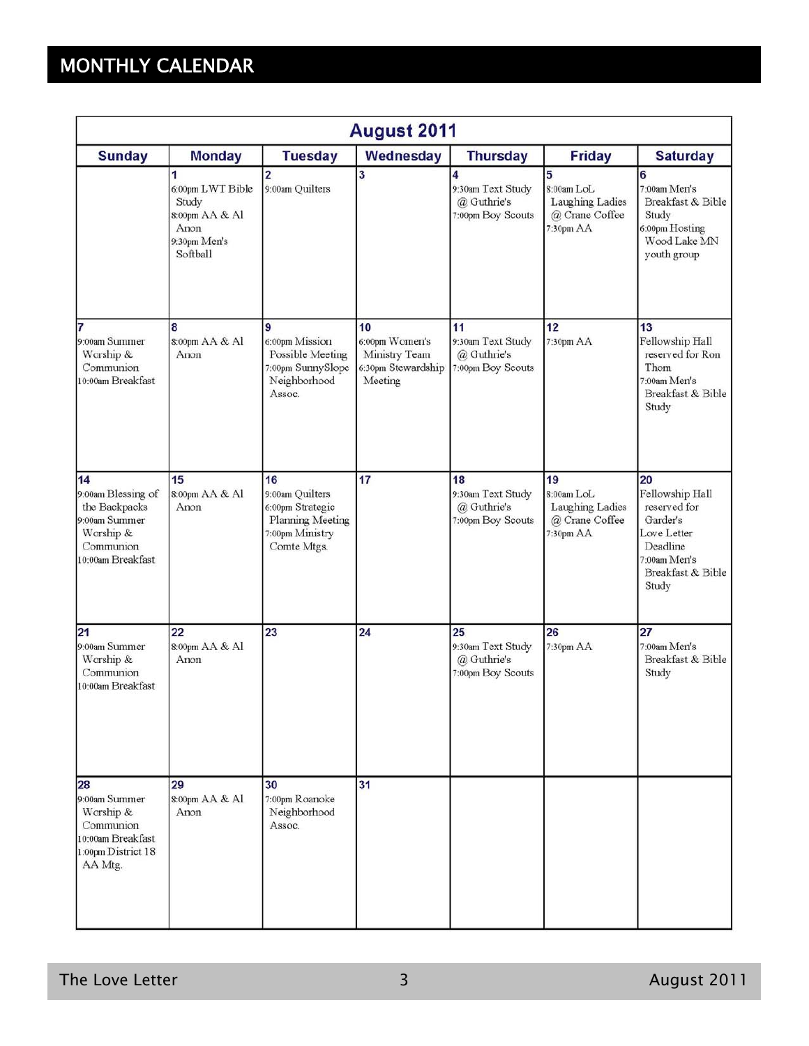## MONTHLY CALENDAR

| August 2011 | | | | | | |
|---|---|---|---|---|---|---|
| **Sunday** | **Monday** | **Tuesday** | **Wednesday** | **Thursday** | **Friday** | **Saturday** |
| | **1**<br>6:00pm LWT Bible Study<br>8:00pm AA & Al Anon<br>9:30pm Men's Softball | **2**<br>9:00am Quilters | **3** | **4**<br>9:30am Text Study @ Guthrie's<br>7:00pm Boy Scouts | **5**<br>8:00am LoL Laughing Ladies @ Crane Coffee<br>7:30pm AA | **6**<br>7:00am Men's Breakfast & Bible Study<br>6:00pm Hosting Wood Lake MN youth group |
| **7**<br>9:00am Summer Worship & Communion<br>10:00am Breakfast | **8**<br>8:00pm AA & Al Anon | **9**<br>6:00pm Mission Possible Meeting<br>7:00pm SunnySlope Neighborhood Assoc. | **10**<br>6:00pm Women's Ministry Team<br>6:30pm Stewardship Meeting | **11**<br>9:30am Text Study @ Guthrie's<br>7:00pm Boy Scouts | **12**<br>7:30pm AA | **13**<br>Fellowship Hall reserved for Ron Thom<br>7:00am Men's Breakfast & Bible Study |
| **14**<br>9:00am Blessing of the Backpacks<br>9:00am Summer Worship & Communion<br>10:00am Breakfast | **15**<br>8:00pm AA & Al Anon | **16**<br>9:00am Quilters<br>6:00pm Strategic Planning Meeting<br>7:00pm Ministry Comte Mtgs. | **17** | **18**<br>9:30am Text Study @ Guthrie's<br>7:00pm Boy Scouts | **19**<br>8:00am LoL Laughing Ladies @ Crane Coffee<br>7:30pm AA | **20**<br>Fellowship Hall reserved for Garder's<br>Love Letter Deadline<br>7:00am Men's Breakfast & Bible Study |
| **21**<br>9:00am Summer Worship & Communion<br>10:00am Breakfast | **22**<br>8:00pm AA & Al Anon | **23** | **24** | **25**<br>9:30am Text Study @ Guthrie's<br>7:00pm Boy Scouts | **26**<br>7:30pm AA | **27**<br>7:00am Men's Breakfast & Bible Study |
| **28**<br>9:00am Summer Worship & Communion<br>10:00am Breakfast<br>1:00pm District 18 AA Mtg. | **29**<br>8:00pm AA & Al Anon | **30**<br>7:00pm Roanoke Neighborhood Assoc. | **31** | | | |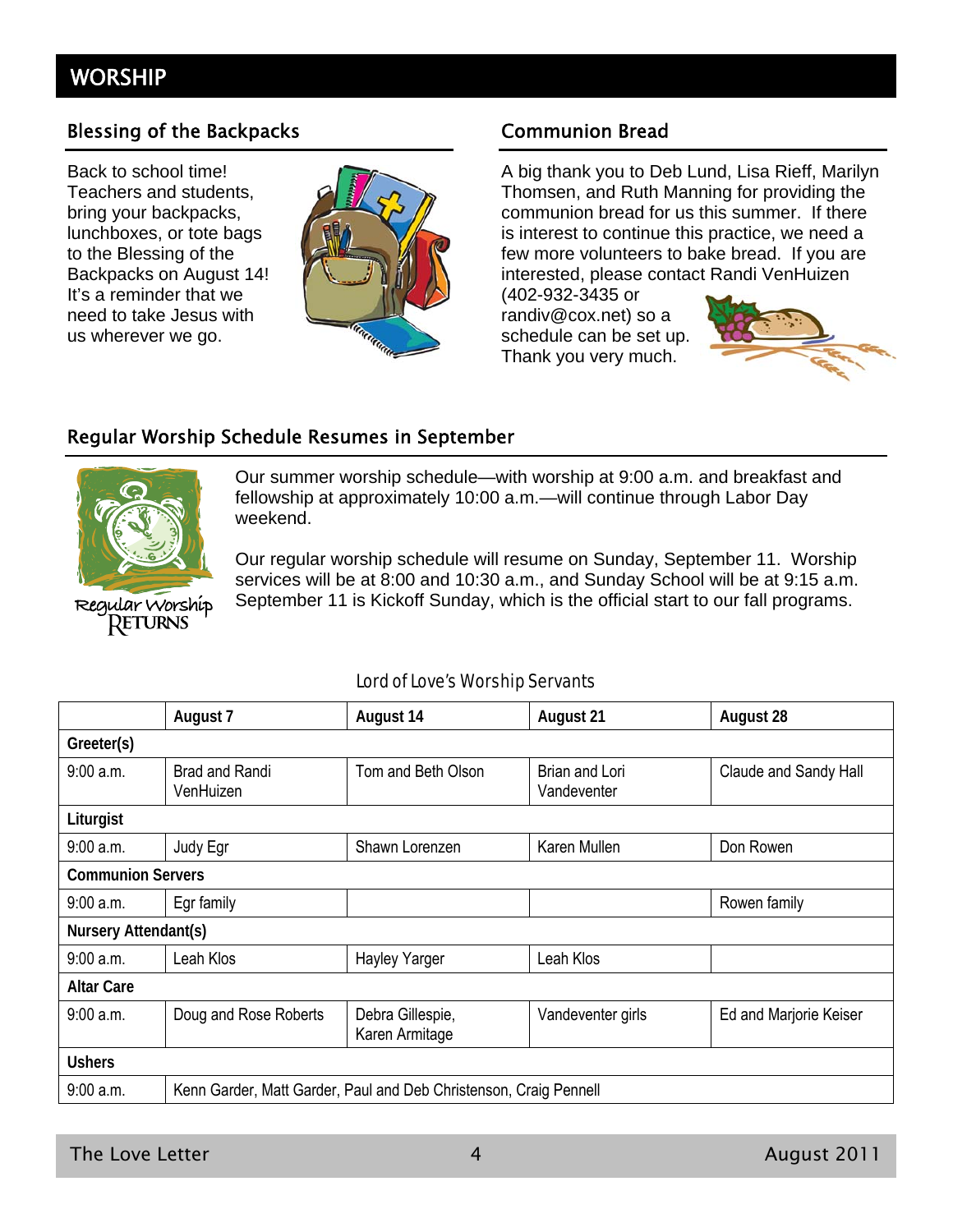# WORSHIP

## Blessing of the Backpacks

Back to school time! Teachers and students, bring your backpacks, lunchboxes, or tote bags to the Blessing of the Backpacks on August 14! It's a reminder that we need to take Jesus with us wherever we go.

## Communion Bread

A big thank you to Deb Lund, Lisa Rieff, Marilyn Thomsen, and Ruth Manning for providing the communion bread for us this summer. If there is interest to continue this practice, we need a few more volunteers to bake bread. If you are interested, please contact Randi VenHuizen (402-932-3435 or randiv@cox.net) so a schedule can be set up. Thank you very much.

## Regular Worship Schedule Resumes in September

Regular Worship RETURNS

Our summer worship schedule—with worship at 9:00 a.m. and breakfast and fellowship at approximately 10:00 a.m.—will continue through Labor Day weekend.

Our regular worship schedule will resume on Sunday, September 11. Worship services will be at 8:00 and 10:30 a.m., and Sunday School will be at 9:15 a.m. September 11 is Kickoff Sunday, which is the official start to our fall programs.

*Lord of Love's Worship Servants*

| | August 7 | August 14 | August 21 | August 28 |
|---|---|---|---|---|
| **Greeter(s)** | | | | |
| 9:00 a.m. | Brad and Randi VenHuizen | Tom and Beth Olson | Brian and Lori Vandeventer | Claude and Sandy Hall |
| **Liturgist** | | | | |
| 9:00 a.m. | Judy Egr | Shawn Lorenzen | Karen Mullen | Don Rowen |
| **Communion Servers** | | | | |
| 9:00 a.m. | Egr family | | | Rowen family |
| **Nursery Attendant(s)** | | | | |
| 9:00 a.m. | Leah Klos | Hayley Yarger | Leah Klos | |
| **Altar Care** | | | | |
| 9:00 a.m. | Doug and Rose Roberts | Debra Gillespie, Karen Armitage | Vandeventer girls | Ed and Marjorie Keiser |
| **Ushers** | | | | |
| 9:00 a.m. | Kenn Garder, Matt Garder, Paul and Deb Christenson, Craig Pennell | | | |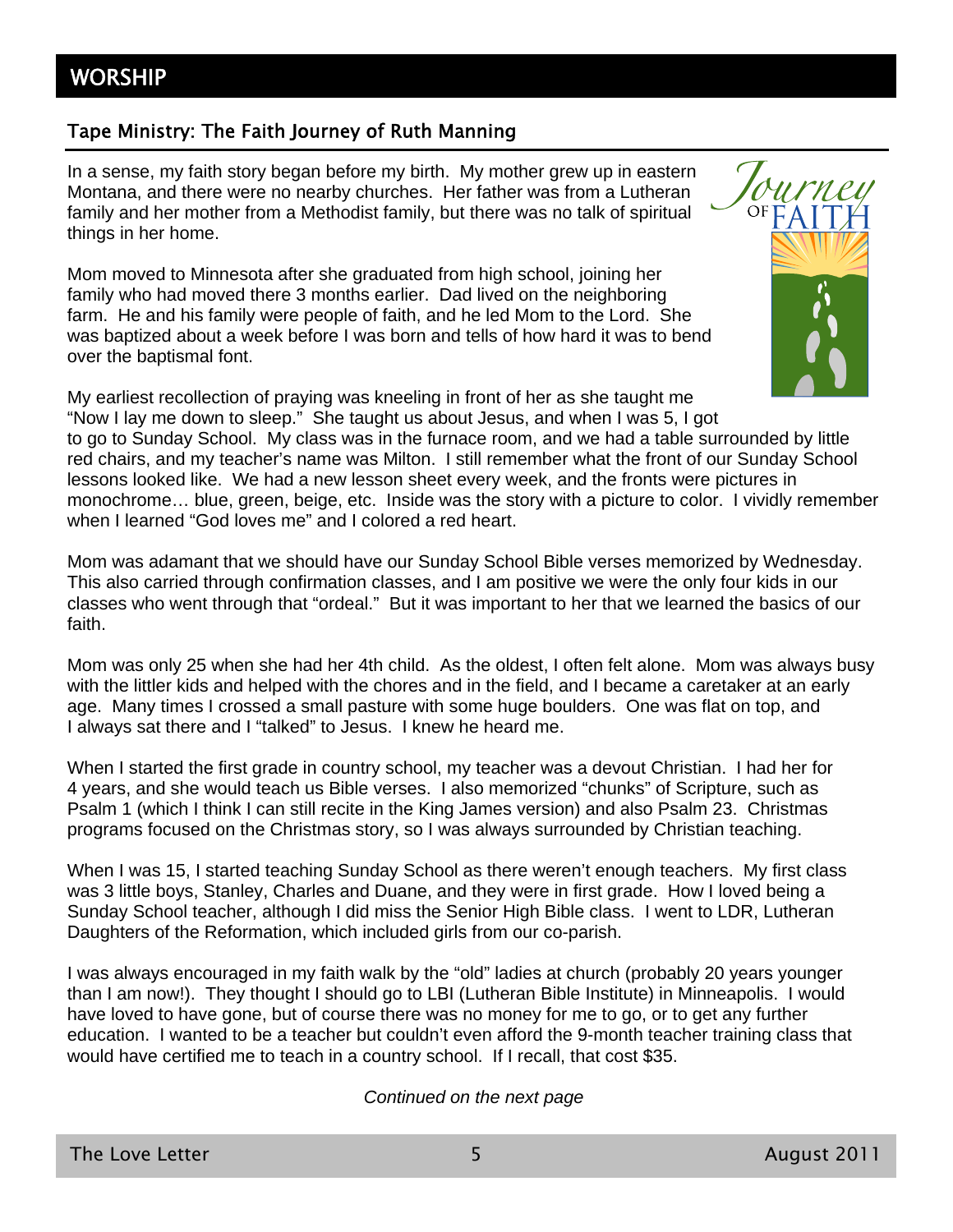# WORSHIP

## Tape Ministry: The Faith Journey of Ruth Manning

In a sense, my faith story began before my birth. My mother grew up in eastern Montana, and there were no nearby churches. Her father was from a Lutheran family and her mother from a Methodist family, but there was no talk of spiritual things in her home.

Mom moved to Minnesota after she graduated from high school, joining her family who had moved there 3 months earlier. Dad lived on the neighboring farm. He and his family were people of faith, and he led Mom to the Lord. She was baptized about a week before I was born and tells of how hard it was to bend over the baptismal font.

My earliest recollection of praying was kneeling in front of her as she taught me "Now I lay me down to sleep." She taught us about Jesus, and when I was 5, I got to go to Sunday School. My class was in the furnace room, and we had a table surrounded by little red chairs, and my teacher's name was Milton. I still remember what the front of our Sunday School lessons looked like. We had a new lesson sheet every week, and the fronts were pictures in monochrome… blue, green, beige, etc. Inside was the story with a picture to color. I vividly remember when I learned "God loves me" and I colored a red heart.

Mom was adamant that we should have our Sunday School Bible verses memorized by Wednesday. This also carried through confirmation classes, and I am positive we were the only four kids in our classes who went through that "ordeal." But it was important to her that we learned the basics of our faith.

Mom was only 25 when she had her 4th child. As the oldest, I often felt alone. Mom was always busy with the littler kids and helped with the chores and in the field, and I became a caretaker at an early age. Many times I crossed a small pasture with some huge boulders. One was flat on top, and I always sat there and I "talked" to Jesus. I knew he heard me.

When I started the first grade in country school, my teacher was a devout Christian. I had her for 4 years, and she would teach us Bible verses. I also memorized "chunks" of Scripture, such as Psalm 1 (which I think I can still recite in the King James version) and also Psalm 23. Christmas programs focused on the Christmas story, so I was always surrounded by Christian teaching.

When I was 15, I started teaching Sunday School as there weren't enough teachers. My first class was 3 little boys, Stanley, Charles and Duane, and they were in first grade. How I loved being a Sunday School teacher, although I did miss the Senior High Bible class. I went to LDR, Lutheran Daughters of the Reformation, which included girls from our co-parish.

I was always encouraged in my faith walk by the "old" ladies at church (probably 20 years younger than I am now!). They thought I should go to LBI (Lutheran Bible Institute) in Minneapolis. I would have loved to have gone, but of course there was no money for me to go, or to get any further education. I wanted to be a teacher but couldn't even afford the 9-month teacher training class that would have certified me to teach in a country school. If I recall, that cost $35.

*Continued on the next page*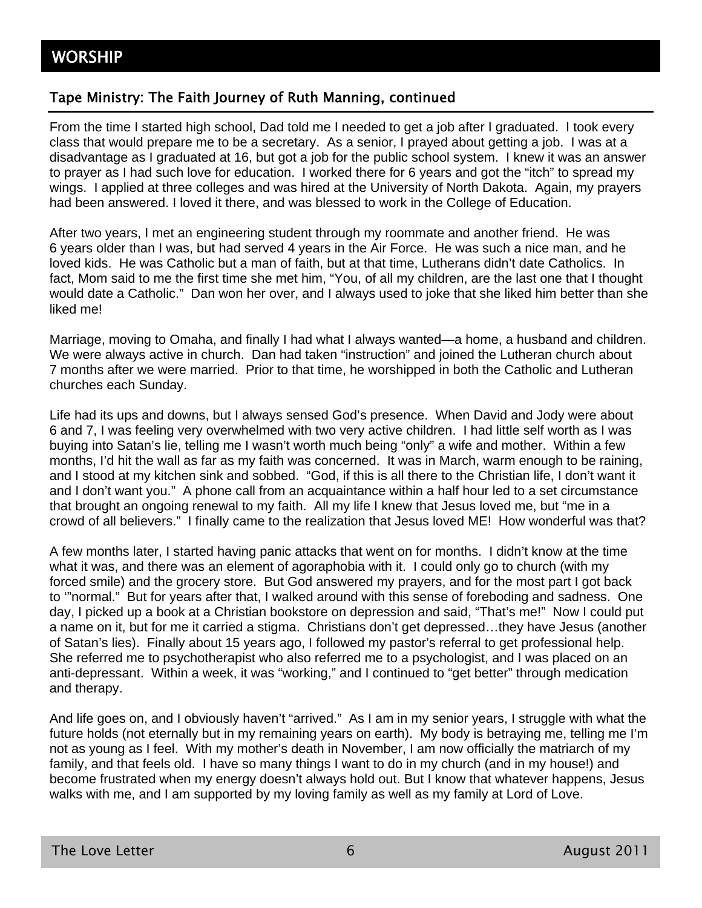## WORSHIP

### Tape Ministry: The Faith Journey of Ruth Manning, continued

From the time I started high school, Dad told me I needed to get a job after I graduated. I took every class that would prepare me to be a secretary. As a senior, I prayed about getting a job. I was at a disadvantage as I graduated at 16, but got a job for the public school system. I knew it was an answer to prayer as I had such love for education. I worked there for 6 years and got the "itch" to spread my wings. I applied at three colleges and was hired at the University of North Dakota. Again, my prayers had been answered. I loved it there, and was blessed to work in the College of Education.

After two years, I met an engineering student through my roommate and another friend. He was 6 years older than I was, but had served 4 years in the Air Force. He was such a nice man, and he loved kids. He was Catholic but a man of faith, but at that time, Lutherans didn't date Catholics. In fact, Mom said to me the first time she met him, "You, of all my children, are the last one that I thought would date a Catholic." Dan won her over, and I always used to joke that she liked him better than she liked me!

Marriage, moving to Omaha, and finally I had what I always wanted—a home, a husband and children. We were always active in church. Dan had taken "instruction" and joined the Lutheran church about 7 months after we were married. Prior to that time, he worshipped in both the Catholic and Lutheran churches each Sunday.

Life had its ups and downs, but I always sensed God's presence. When David and Jody were about 6 and 7, I was feeling very overwhelmed with two very active children. I had little self worth as I was buying into Satan's lie, telling me I wasn't worth much being "only" a wife and mother. Within a few months, I'd hit the wall as far as my faith was concerned. It was in March, warm enough to be raining, and I stood at my kitchen sink and sobbed. "God, if this is all there to the Christian life, I don't want it and I don't want you." A phone call from an acquaintance within a half hour led to a set circumstance that brought an ongoing renewal to my faith. All my life I knew that Jesus loved me, but "me in a crowd of all believers." I finally came to the realization that Jesus loved ME! How wonderful was that?

A few months later, I started having panic attacks that went on for months. I didn't know at the time what it was, and there was an element of agoraphobia with it. I could only go to church (with my forced smile) and the grocery store. But God answered my prayers, and for the most part I got back to '"normal." But for years after that, I walked around with this sense of foreboding and sadness. One day, I picked up a book at a Christian bookstore on depression and said, "That's me!" Now I could put a name on it, but for me it carried a stigma. Christians don't get depressed…they have Jesus (another of Satan's lies). Finally about 15 years ago, I followed my pastor's referral to get professional help. She referred me to psychotherapist who also referred me to a psychologist, and I was placed on an anti-depressant. Within a week, it was "working," and I continued to "get better" through medication and therapy.

And life goes on, and I obviously haven't "arrived." As I am in my senior years, I struggle with what the future holds (not eternally but in my remaining years on earth). My body is betraying me, telling me I'm not as young as I feel. With my mother's death in November, I am now officially the matriarch of my family, and that feels old. I have so many things I want to do in my church (and in my house!) and become frustrated when my energy doesn't always hold out. But I know that whatever happens, Jesus walks with me, and I am supported by my loving family as well as my family at Lord of Love.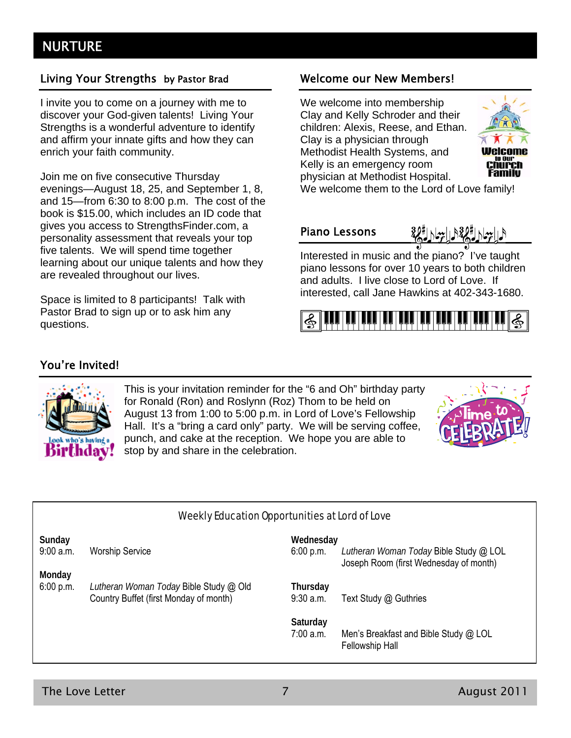# NURTURE

## Living Your Strengths by Pastor Brad

I invite you to come on a journey with me to discover your God-given talents! Living Your Strengths is a wonderful adventure to identify and affirm your innate gifts and how they can enrich your faith community.

Join me on five consecutive Thursday evenings—August 18, 25, and September 1, 8, and 15—from 6:30 to 8:00 p.m. The cost of the book is $15.00, which includes an ID code that gives you access to StrengthsFinder.com, a personality assessment that reveals your top five talents. We will spend time together learning about our unique talents and how they are revealed throughout our lives.

Space is limited to 8 participants! Talk with Pastor Brad to sign up or to ask him any questions.

## Welcome our New Members!

We welcome into membership Clay and Kelly Schroder and their children: Alexis, Reese, and Ethan. Clay is a physician through Methodist Health Systems, and Kelly is an emergency room physician at Methodist Hospital. We welcome them to the Lord of Love family!

## Piano Lessons

Interested in music and the piano? I've taught piano lessons for over 10 years to both children and adults. I live close to Lord of Love. If interested, call Jane Hawkins at 402-343-1680.

## You're Invited!

This is your invitation reminder for the "6 and Oh" birthday party for Ronald (Ron) and Roslynn (Roz) Thom to be held on August 13 from 1:00 to 5:00 p.m. in Lord of Love's Fellowship Hall. It's a "bring a card only" party. We will be serving coffee, punch, and cake at the reception. We hope you are able to stop by and share in the celebration.

## Weekly Education Opportunities at Lord of Love

**Sunday**
9:00 a.m. Worship Service

**Monday**
6:00 p.m. *Lutheran Woman Today* Bible Study @ Old Country Buffet (first Monday of month)

**Wednesday**
6:00 p.m. *Lutheran Woman Today* Bible Study @ LOL Joseph Room (first Wednesday of month)

**Thursday**
9:30 a.m. Text Study @ Guthries

**Saturday**
7:00 a.m. Men's Breakfast and Bible Study @ LOL Fellowship Hall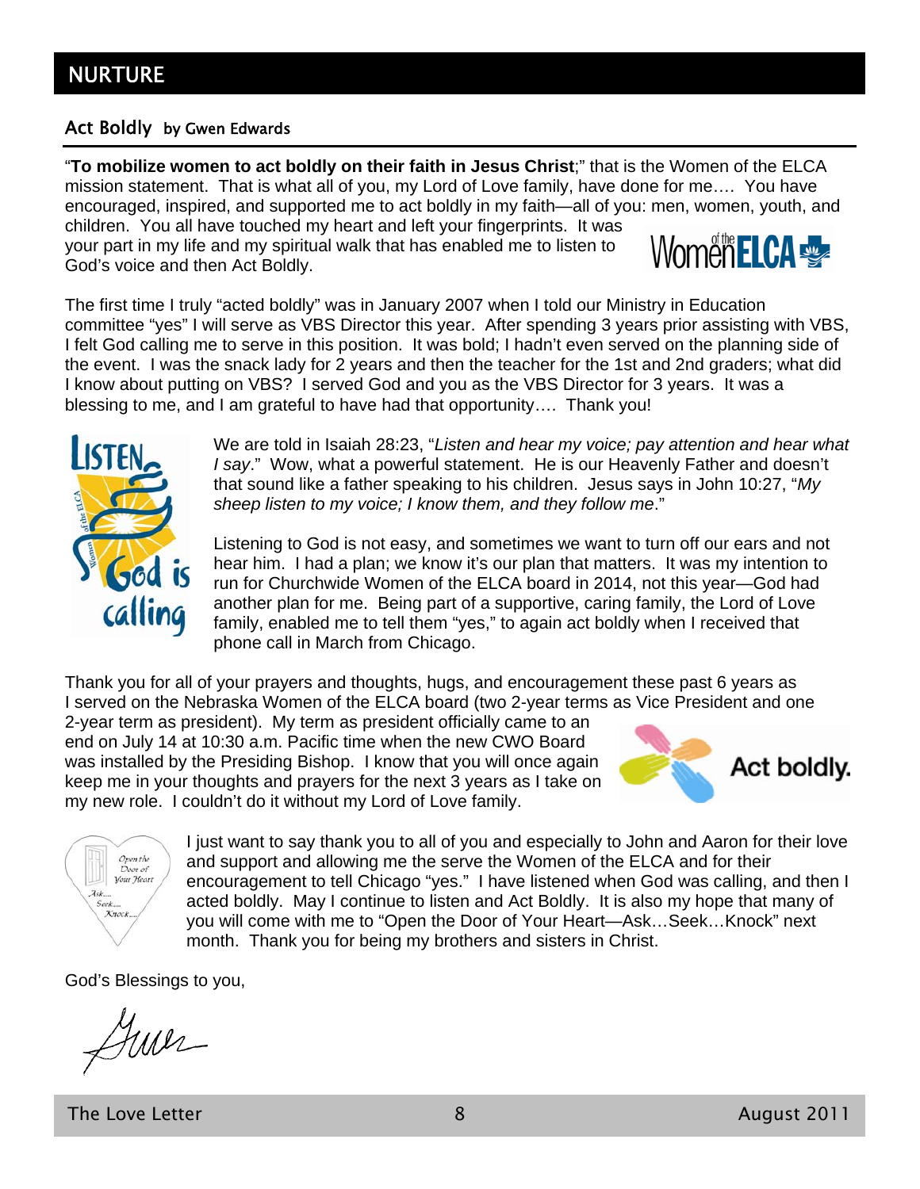# NURTURE

## Act Boldly by Gwen Edwards

"**To mobilize women to act boldly on their faith in Jesus Christ**;" that is the Women of the ELCA mission statement. That is what all of you, my Lord of Love family, have done for me…. You have encouraged, inspired, and supported me to act boldly in my faith—all of you: men, women, youth, and children. You all have touched my heart and left your fingerprints. It was your part in my life and my spiritual walk that has enabled me to listen to God's voice and then Act Boldly.

The first time I truly "acted boldly" was in January 2007 when I told our Ministry in Education committee "yes" I will serve as VBS Director this year. After spending 3 years prior assisting with VBS, I felt God calling me to serve in this position. It was bold; I hadn't even served on the planning side of the event. I was the snack lady for 2 years and then the teacher for the 1st and 2nd graders; what did I know about putting on VBS? I served God and you as the VBS Director for 3 years. It was a blessing to me, and I am grateful to have had that opportunity…. Thank you!

We are told in Isaiah 28:23, "*Listen and hear my voice; pay attention and hear what I say*." Wow, what a powerful statement. He is our Heavenly Father and doesn't that sound like a father speaking to his children. Jesus says in John 10:27, "*My sheep listen to my voice; I know them, and they follow me*."

Listening to God is not easy, and sometimes we want to turn off our ears and not hear him. I had a plan; we know it's our plan that matters. It was my intention to run for Churchwide Women of the ELCA board in 2014, not this year—God had another plan for me. Being part of a supportive, caring family, the Lord of Love family, enabled me to tell them "yes," to again act boldly when I received that phone call in March from Chicago.

Thank you for all of your prayers and thoughts, hugs, and encouragement these past 6 years as I served on the Nebraska Women of the ELCA board (two 2-year terms as Vice President and one 2-year term as president). My term as president officially came to an end on July 14 at 10:30 a.m. Pacific time when the new CWO Board was installed by the Presiding Bishop. I know that you will once again keep me in your thoughts and prayers for the next 3 years as I take on my new role. I couldn't do it without my Lord of Love family.

I just want to say thank you to all of you and especially to John and Aaron for their love and support and allowing me the serve the Women of the ELCA and for their encouragement to tell Chicago "yes." I have listened when God was calling, and then I acted boldly. May I continue to listen and Act Boldly. It is also my hope that many of you will come with me to "Open the Door of Your Heart—Ask…Seek…Knock" next month. Thank you for being my brothers and sisters in Christ.

God's Blessings to you,

Gwen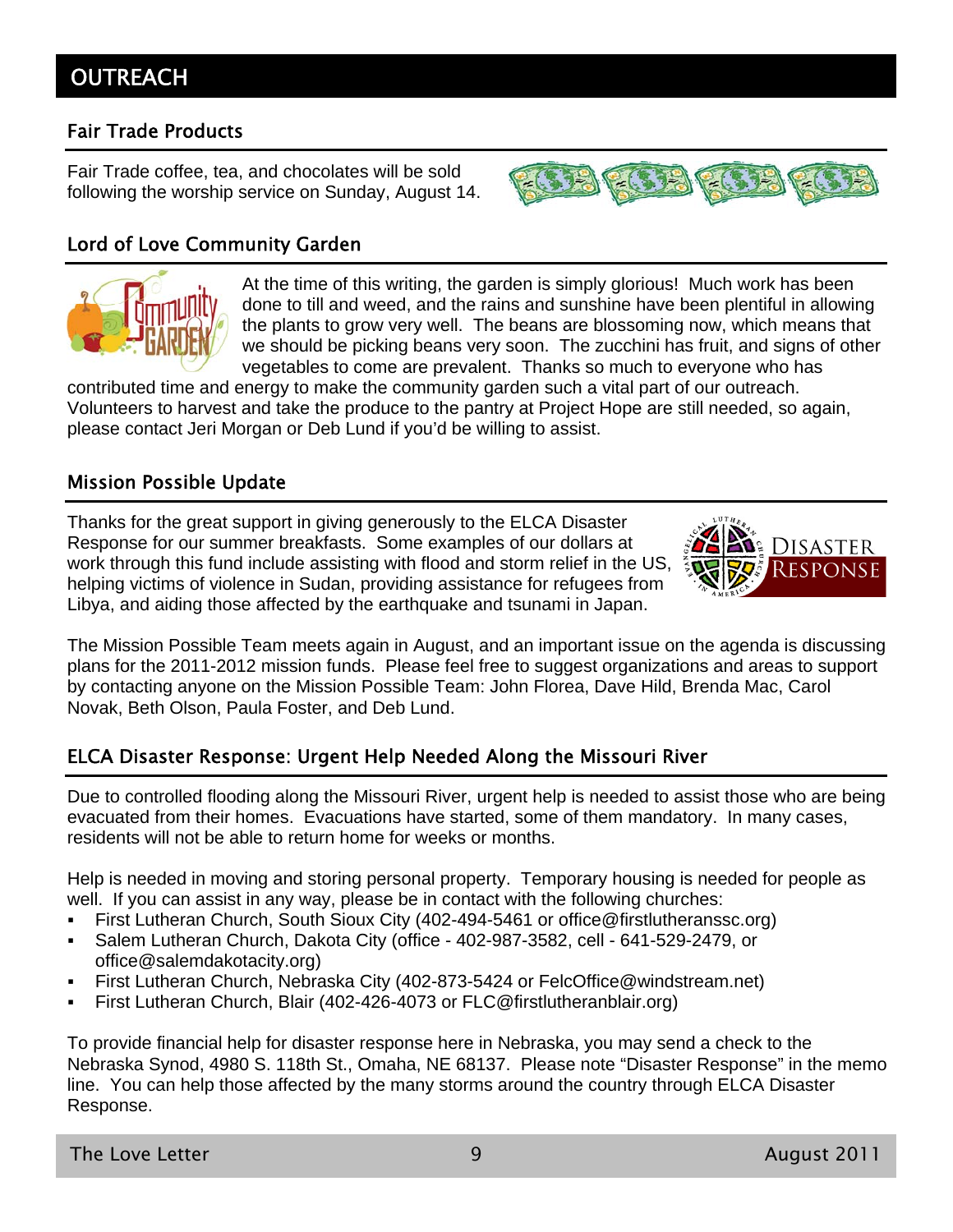# OUTREACH

## Fair Trade Products

Fair Trade coffee, tea, and chocolates will be sold following the worship service on Sunday, August 14.

## Lord of Love Community Garden

At the time of this writing, the garden is simply glorious! Much work has been done to till and weed, and the rains and sunshine have been plentiful in allowing the plants to grow very well. The beans are blossoming now, which means that we should be picking beans very soon. The zucchini has fruit, and signs of other vegetables to come are prevalent. Thanks so much to everyone who has contributed time and energy to make the community garden such a vital part of our outreach. Volunteers to harvest and take the produce to the pantry at Project Hope are still needed, so again, please contact Jeri Morgan or Deb Lund if you'd be willing to assist.

## Mission Possible Update

Thanks for the great support in giving generously to the ELCA Disaster Response for our summer breakfasts. Some examples of our dollars at work through this fund include assisting with flood and storm relief in the US, helping victims of violence in Sudan, providing assistance for refugees from Libya, and aiding those affected by the earthquake and tsunami in Japan.

The Mission Possible Team meets again in August, and an important issue on the agenda is discussing plans for the 2011-2012 mission funds. Please feel free to suggest organizations and areas to support by contacting anyone on the Mission Possible Team: John Florea, Dave Hild, Brenda Mac, Carol Novak, Beth Olson, Paula Foster, and Deb Lund.

## ELCA Disaster Response: Urgent Help Needed Along the Missouri River

Due to controlled flooding along the Missouri River, urgent help is needed to assist those who are being evacuated from their homes. Evacuations have started, some of them mandatory. In many cases, residents will not be able to return home for weeks or months.

Help is needed in moving and storing personal property. Temporary housing is needed for people as well. If you can assist in any way, please be in contact with the following churches:

- First Lutheran Church, South Sioux City (402-494-5461 or office@firstlutheranssc.org)
- Salem Lutheran Church, Dakota City (office - 402-987-3582, cell - 641-529-2479, or office@salemdakotacity.org)
- First Lutheran Church, Nebraska City (402-873-5424 or FelcOffice@windstream.net)
- First Lutheran Church, Blair (402-426-4073 or FLC@firstlutheranblair.org)

To provide financial help for disaster response here in Nebraska, you may send a check to the Nebraska Synod, 4980 S. 118th St., Omaha, NE 68137. Please note "Disaster Response" in the memo line. You can help those affected by the many storms around the country through ELCA Disaster Response.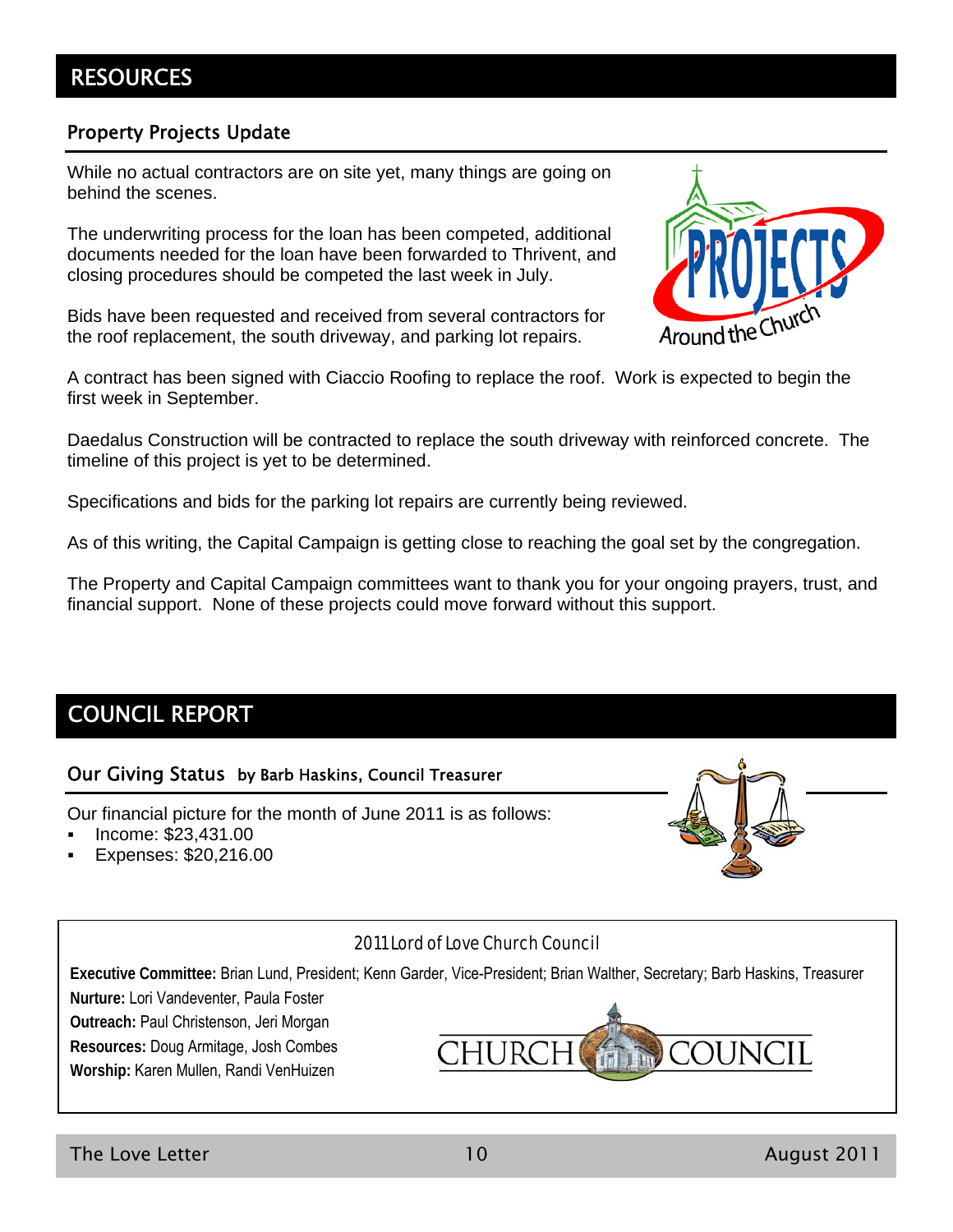# RESOURCES

## Property Projects Update

While no actual contractors are on site yet, many things are going on behind the scenes.

The underwriting process for the loan has been competed, additional documents needed for the loan have been forwarded to Thrivent, and closing procedures should be competed the last week in July.

Bids have been requested and received from several contractors for the roof replacement, the south driveway, and parking lot repairs.

A contract has been signed with Ciaccio Roofing to replace the roof. Work is expected to begin the first week in September.

Daedalus Construction will be contracted to replace the south driveway with reinforced concrete. The timeline of this project is yet to be determined.

Specifications and bids for the parking lot repairs are currently being reviewed.

As of this writing, the Capital Campaign is getting close to reaching the goal set by the congregation.

The Property and Capital Campaign committees want to thank you for your ongoing prayers, trust, and financial support. None of these projects could move forward without this support.

# COUNCIL REPORT

## Our Giving Status by Barb Haskins, Council Treasurer

Our financial picture for the month of June 2011 is as follows:

- Income: $23,431.00
- Expenses: $20,216.00

2011 Lord of Love Church Council

**Executive Committee:** Brian Lund, President; Kenn Garder, Vice-President; Brian Walther, Secretary; Barb Haskins, Treasurer

**Nurture:** Lori Vandeventer, Paula Foster

**Outreach:** Paul Christenson, Jeri Morgan

**Resources:** Doug Armitage, Josh Combes

**Worship:** Karen Mullen, Randi VenHuizen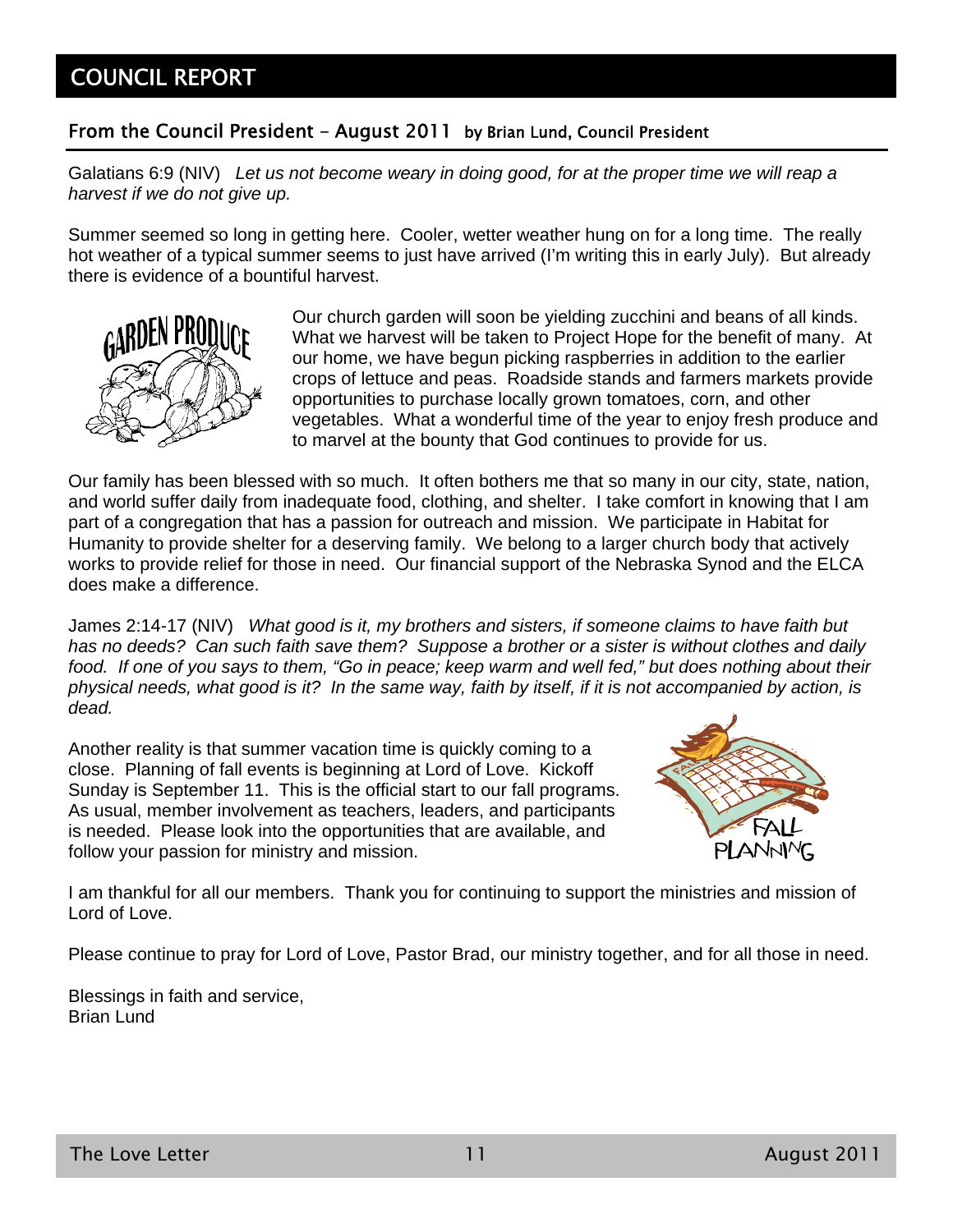# COUNCIL REPORT

## From the Council President – August 2011 by Brian Lund, Council President

Galatians 6:9 (NIV) *Let us not become weary in doing good, for at the proper time we will reap a harvest if we do not give up.*

Summer seemed so long in getting here. Cooler, wetter weather hung on for a long time. The really hot weather of a typical summer seems to just have arrived (I'm writing this in early July). But already there is evidence of a bountiful harvest.

Our church garden will soon be yielding zucchini and beans of all kinds. What we harvest will be taken to Project Hope for the benefit of many. At our home, we have begun picking raspberries in addition to the earlier crops of lettuce and peas. Roadside stands and farmers markets provide opportunities to purchase locally grown tomatoes, corn, and other vegetables. What a wonderful time of the year to enjoy fresh produce and to marvel at the bounty that God continues to provide for us.

Our family has been blessed with so much. It often bothers me that so many in our city, state, nation, and world suffer daily from inadequate food, clothing, and shelter. I take comfort in knowing that I am part of a congregation that has a passion for outreach and mission. We participate in Habitat for Humanity to provide shelter for a deserving family. We belong to a larger church body that actively works to provide relief for those in need. Our financial support of the Nebraska Synod and the ELCA does make a difference.

James 2:14-17 (NIV) *What good is it, my brothers and sisters, if someone claims to have faith but has no deeds? Can such faith save them? Suppose a brother or a sister is without clothes and daily food. If one of you says to them, "Go in peace; keep warm and well fed," but does nothing about their physical needs, what good is it? In the same way, faith by itself, if it is not accompanied by action, is dead.*

Another reality is that summer vacation time is quickly coming to a close. Planning of fall events is beginning at Lord of Love. Kickoff Sunday is September 11. This is the official start to our fall programs. As usual, member involvement as teachers, leaders, and participants is needed. Please look into the opportunities that are available, and follow your passion for ministry and mission.

I am thankful for all our members. Thank you for continuing to support the ministries and mission of Lord of Love.

Please continue to pray for Lord of Love, Pastor Brad, our ministry together, and for all those in need.

Blessings in faith and service,
Brian Lund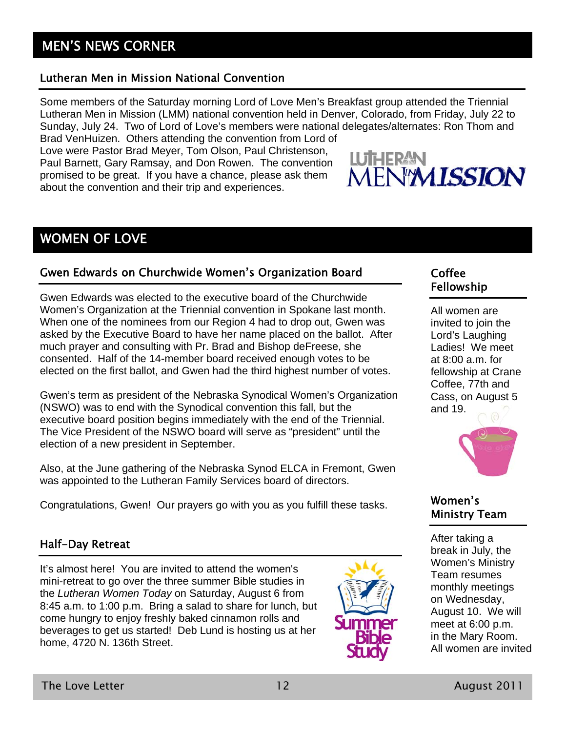# MEN'S NEWS CORNER

## Lutheran Men in Mission National Convention

Some members of the Saturday morning Lord of Love Men's Breakfast group attended the Triennial Lutheran Men in Mission (LMM) national convention held in Denver, Colorado, from Friday, July 22 to Sunday, July 24. Two of Lord of Love's members were national delegates/alternates: Ron Thom and Brad VenHuizen. Others attending the convention from Lord of Love were Pastor Brad Meyer, Tom Olson, Paul Christenson, Paul Barnett, Gary Ramsay, and Don Rowen. The convention promised to be great. If you have a chance, please ask them about the convention and their trip and experiences.

# WOMEN OF LOVE

## Gwen Edwards on Churchwide Women's Organization Board

Gwen Edwards was elected to the executive board of the Churchwide Women's Organization at the Triennial convention in Spokane last month. When one of the nominees from our Region 4 had to drop out, Gwen was asked by the Executive Board to have her name placed on the ballot. After much prayer and consulting with Pr. Brad and Bishop deFreese, she consented. Half of the 14-member board received enough votes to be elected on the first ballot, and Gwen had the third highest number of votes.

Gwen's term as president of the Nebraska Synodical Women's Organization (NSWO) was to end with the Synodical convention this fall, but the executive board position begins immediately with the end of the Triennial. The Vice President of the NSWO board will serve as "president" until the election of a new president in September.

Also, at the June gathering of the Nebraska Synod ELCA in Fremont, Gwen was appointed to the Lutheran Family Services board of directors.

Congratulations, Gwen! Our prayers go with you as you fulfill these tasks.

## Half-Day Retreat

It's almost here! You are invited to attend the women's mini-retreat to go over the three summer Bible studies in the *Lutheran Women Today* on Saturday, August 6 from 8:45 a.m. to 1:00 p.m. Bring a salad to share for lunch, but come hungry to enjoy freshly baked cinnamon rolls and beverages to get us started! Deb Lund is hosting us at her home, 4720 N. 136th Street.

## Coffee Fellowship

All women are invited to join the Lord's Laughing Ladies! We meet at 8:00 a.m. for fellowship at Crane Coffee, 77th and Cass, on August 5 and 19.

## Women's Ministry Team

After taking a break in July, the Women's Ministry Team resumes monthly meetings on Wednesday, August 10. We will meet at 6:00 p.m. in the Mary Room. All women are invited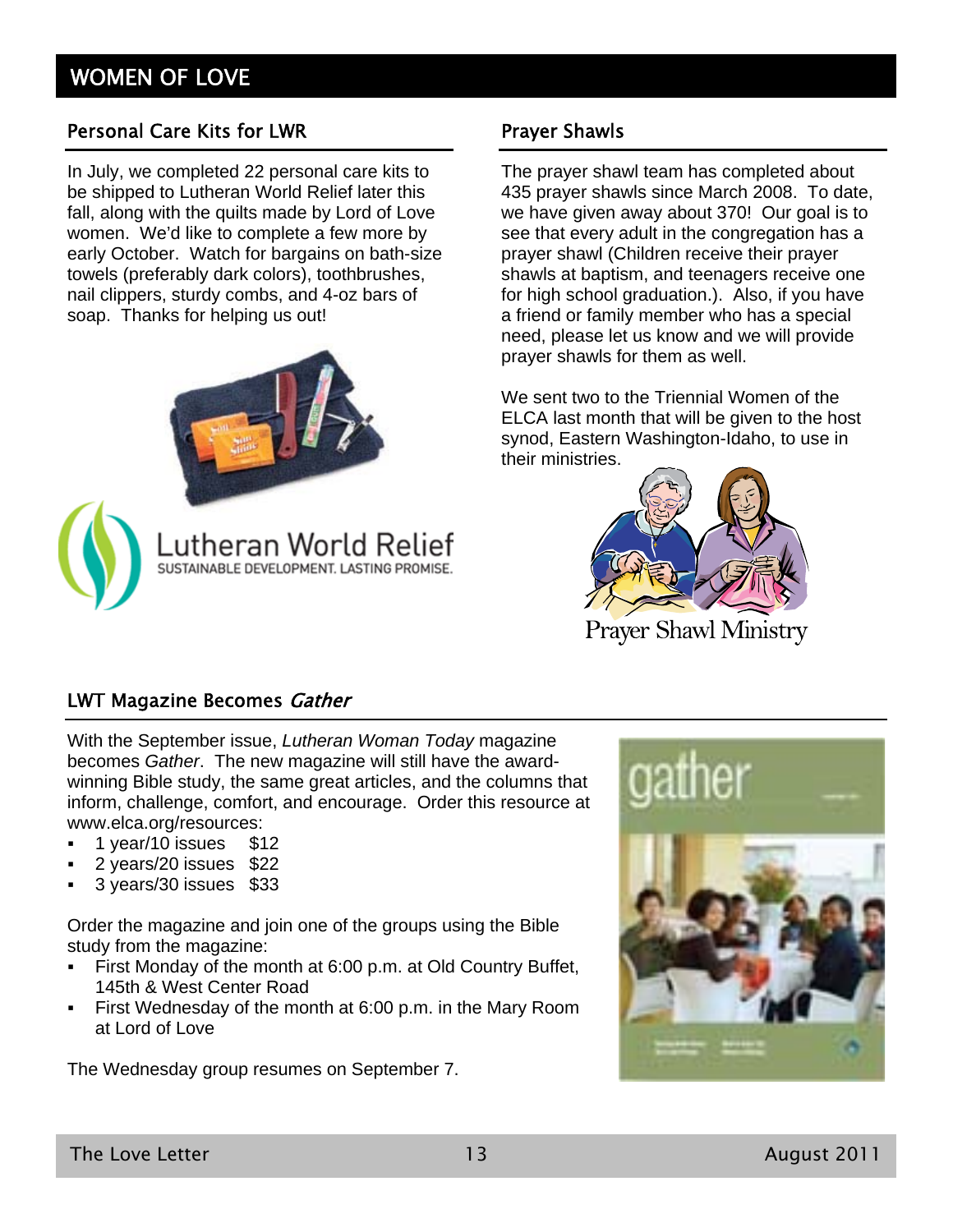# WOMEN OF LOVE

## Personal Care Kits for LWR

In July, we completed 22 personal care kits to be shipped to Lutheran World Relief later this fall, along with the quilts made by Lord of Love women. We'd like to complete a few more by early October. Watch for bargains on bath-size towels (preferably dark colors), toothbrushes, nail clippers, sturdy combs, and 4-oz bars of soap. Thanks for helping us out!

Lutheran World Relief
SUSTAINABLE DEVELOPMENT. LASTING PROMISE.

## Prayer Shawls

The prayer shawl team has completed about 435 prayer shawls since March 2008. To date, we have given away about 370! Our goal is to see that every adult in the congregation has a prayer shawl (Children receive their prayer shawls at baptism, and teenagers receive one for high school graduation.). Also, if you have a friend or family member who has a special need, please let us know and we will provide prayer shawls for them as well.

We sent two to the Triennial Women of the ELCA last month that will be given to the host synod, Eastern Washington-Idaho, to use in their ministries.

Prayer Shawl Ministry

## LWT Magazine Becomes *Gather*

With the September issue, *Lutheran Woman Today* magazine becomes *Gather*. The new magazine will still have the award-winning Bible study, the same great articles, and the columns that inform, challenge, comfort, and encourage. Order this resource at www.elca.org/resources:

- 1 year/10 issues $12
- 2 years/20 issues $22
- 3 years/30 issues $33

Order the magazine and join one of the groups using the Bible study from the magazine:

- First Monday of the month at 6:00 p.m. at Old Country Buffet, 145th & West Center Road
- First Wednesday of the month at 6:00 p.m. in the Mary Room at Lord of Love

The Wednesday group resumes on September 7.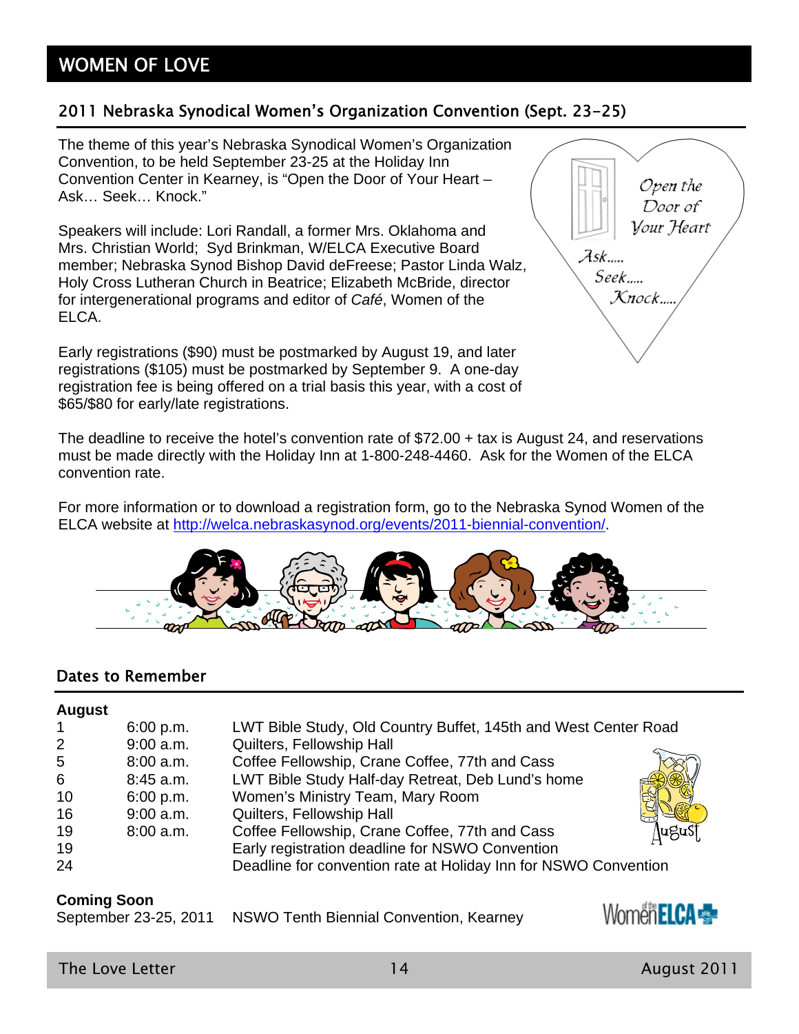# WOMEN OF LOVE

## 2011 Nebraska Synodical Women's Organization Convention (Sept. 23-25)

The theme of this year's Nebraska Synodical Women's Organization Convention, to be held September 23-25 at the Holiday Inn Convention Center in Kearney, is "Open the Door of Your Heart – Ask… Seek… Knock."

Speakers will include: Lori Randall, a former Mrs. Oklahoma and Mrs. Christian World; Syd Brinkman, W/ELCA Executive Board member; Nebraska Synod Bishop David deFreese; Pastor Linda Walz, Holy Cross Lutheran Church in Beatrice; Elizabeth McBride, director for intergenerational programs and editor of *Café*, Women of the ELCA.

Early registrations ($90) must be postmarked by August 19, and later registrations ($105) must be postmarked by September 9. A one-day registration fee is being offered on a trial basis this year, with a cost of $65/$80 for early/late registrations.

The deadline to receive the hotel's convention rate of $72.00 + tax is August 24, and reservations must be made directly with the Holiday Inn at 1-800-248-4460. Ask for the Women of the ELCA convention rate.

For more information or to download a registration form, go to the Nebraska Synod Women of the ELCA website at http://welca.nebraskasynod.org/events/2011-biennial-convention/.

## Dates to Remember

**August**

| | | |
|---|---|---|
| 1 | 6:00 p.m. | LWT Bible Study, Old Country Buffet, 145th and West Center Road |
| 2 | 9:00 a.m. | Quilters, Fellowship Hall |
| 5 | 8:00 a.m. | Coffee Fellowship, Crane Coffee, 77th and Cass |
| 6 | 8:45 a.m. | LWT Bible Study Half-day Retreat, Deb Lund's home |
| 10 | 6:00 p.m. | Women's Ministry Team, Mary Room |
| 16 | 9:00 a.m. | Quilters, Fellowship Hall |
| 19 | 8:00 a.m. | Coffee Fellowship, Crane Coffee, 77th and Cass |
| 19 | | Early registration deadline for NSWO Convention |
| 24 | | Deadline for convention rate at Holiday Inn for NSWO Convention |

**Coming Soon**

September 23-25, 2011 NSWO Tenth Biennial Convention, Kearney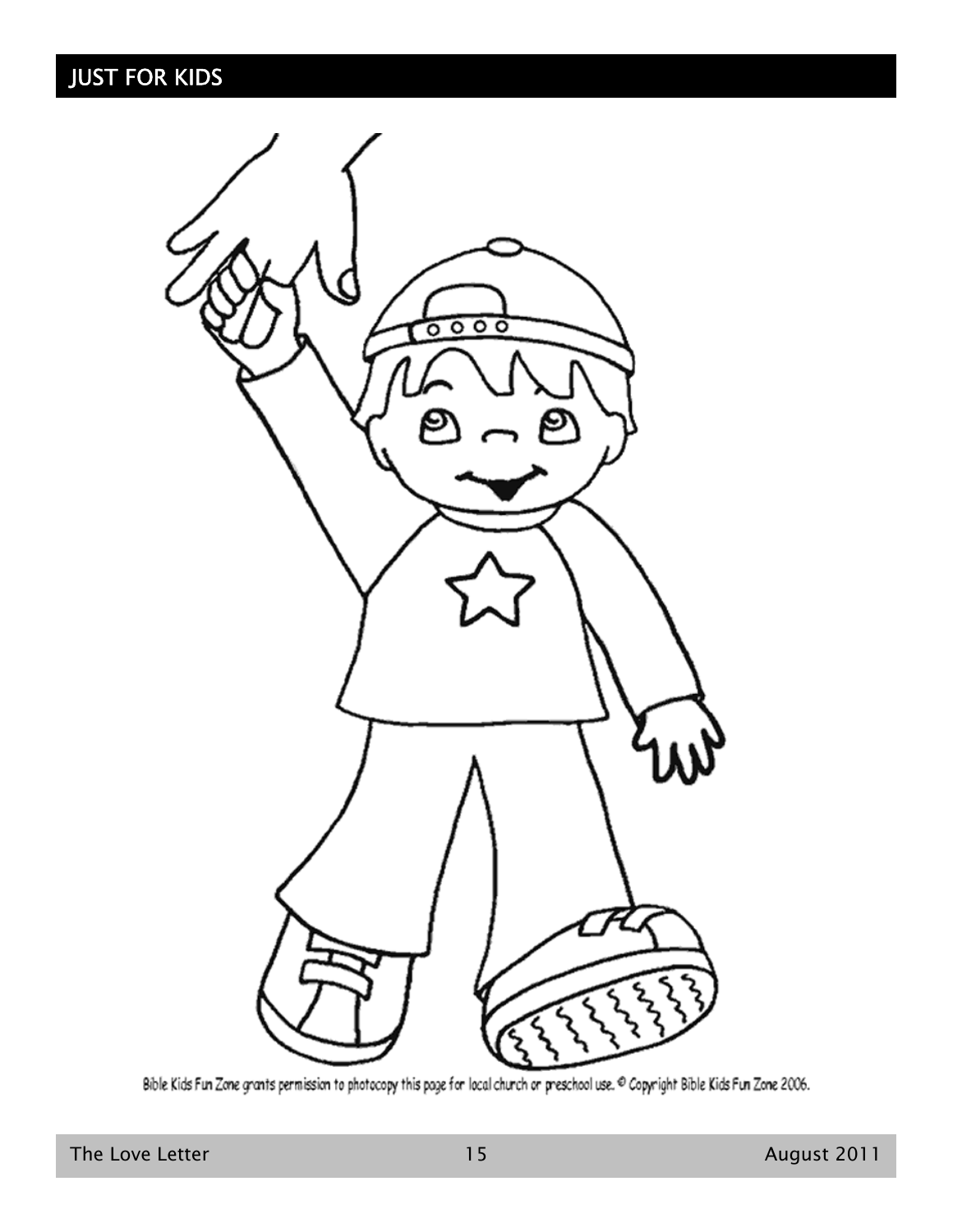## JUST FOR KIDS

Bible Kids Fun Zone grants permission to photocopy this page for local church or preschool use. © Copyright Bible Kids Fun Zone 2006.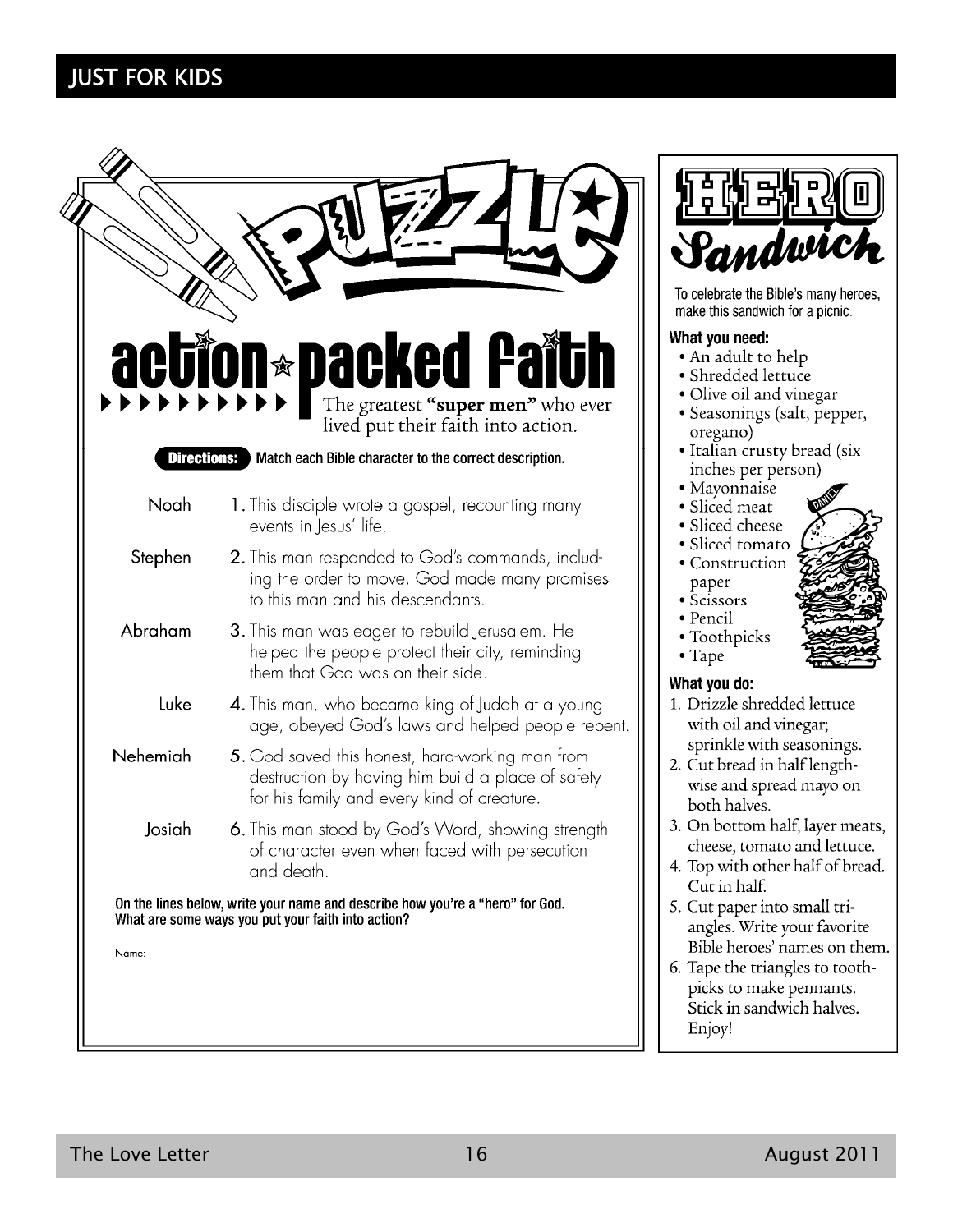# JUST FOR KIDS

## PUZZLE

### action packed faith

The greatest **"super men"** who ever lived put their faith into action.

**Directions:** Match each Bible character to the correct description.

| | |
|---|---|
| Noah | 1. This disciple wrote a gospel, recounting many events in Jesus' life. |
| Stephen | 2. This man responded to God's commands, including the order to move. God made many promises to this man and his descendants. |
| Abraham | 3. This man was eager to rebuild Jerusalem. He helped the people protect their city, reminding them that God was on their side. |
| Luke | 4. This man, who became king of Judah at a young age, obeyed God's laws and helped people repent. |
| Nehemiah | 5. God saved this honest, hard-working man from destruction by having him build a place of safety for his family and every kind of creature. |
| Josiah | 6. This man stood by God's Word, showing strength of character even when faced with persecution and death. |

**On the lines below, write your name and describe how you're a "hero" for God. What are some ways you put your faith into action?**

Name: ____________________ ____________________________

______________________________________________________

______________________________________________________

## HERO Sandwich

To celebrate the Bible's many heroes, make this sandwich for a picnic.

**What you need:**

- An adult to help
- Shredded lettuce
- Olive oil and vinegar
- Seasonings (salt, pepper, oregano)
- Italian crusty bread (six inches per person)
- Mayonnaise
- Sliced meat
- Sliced cheese
- Sliced tomato
- Construction paper
- Scissors
- Pencil
- Toothpicks
- Tape

**What you do:**

1. Drizzle shredded lettuce with oil and vinegar; sprinkle with seasonings.
2. Cut bread in half lengthwise and spread mayo on both halves.
3. On bottom half, layer meats, cheese, tomato and lettuce.
4. Top with other half of bread. Cut in half.
5. Cut paper into small triangles. Write your favorite Bible heroes' names on them.
6. Tape the triangles to toothpicks to make pennants. Stick in sandwich halves. Enjoy!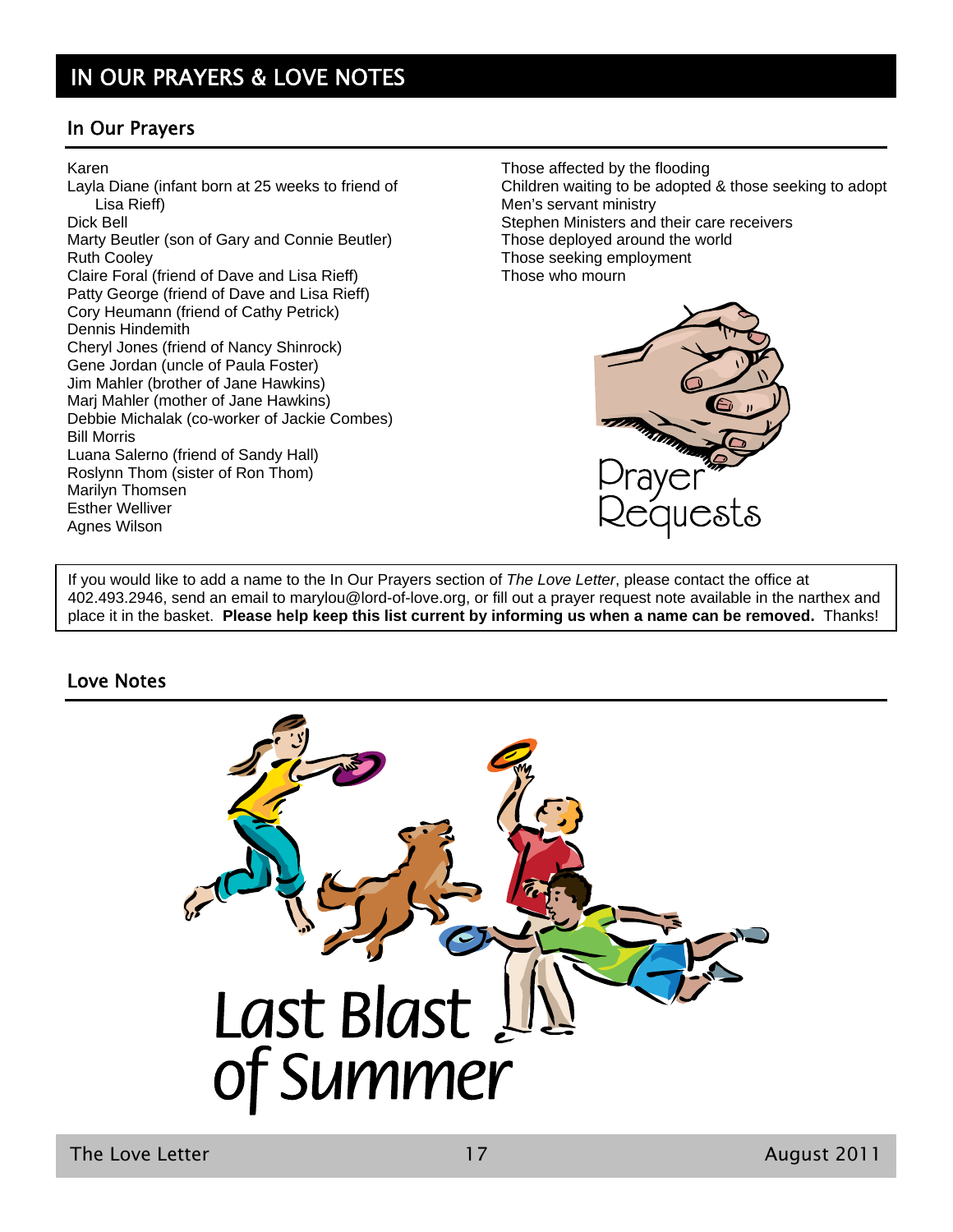# IN OUR PRAYERS & LOVE NOTES

## In Our Prayers

Karen
Layla Diane (infant born at 25 weeks to friend of Lisa Rieff)
Dick Bell
Marty Beutler (son of Gary and Connie Beutler)
Ruth Cooley
Claire Foral (friend of Dave and Lisa Rieff)
Patty George (friend of Dave and Lisa Rieff)
Cory Heumann (friend of Cathy Petrick)
Dennis Hindemith
Cheryl Jones (friend of Nancy Shinrock)
Gene Jordan (uncle of Paula Foster)
Jim Mahler (brother of Jane Hawkins)
Marj Mahler (mother of Jane Hawkins)
Debbie Michalak (co-worker of Jackie Combes)
Bill Morris
Luana Salerno (friend of Sandy Hall)
Roslynn Thom (sister of Ron Thom)
Marilyn Thomsen
Esther Welliver
Agnes Wilson

Those affected by the flooding
Children waiting to be adopted & those seeking to adopt
Men's servant ministry
Stephen Ministers and their care receivers
Those deployed around the world
Those seeking employment
Those who mourn

Prayer Requests

If you would like to add a name to the In Our Prayers section of *The Love Letter*, please contact the office at 402.493.2946, send an email to marylou@lord-of-love.org, or fill out a prayer request note available in the narthex and place it in the basket. **Please help keep this list current by informing us when a name can be removed.** Thanks!

## Love Notes

Last Blast of Summer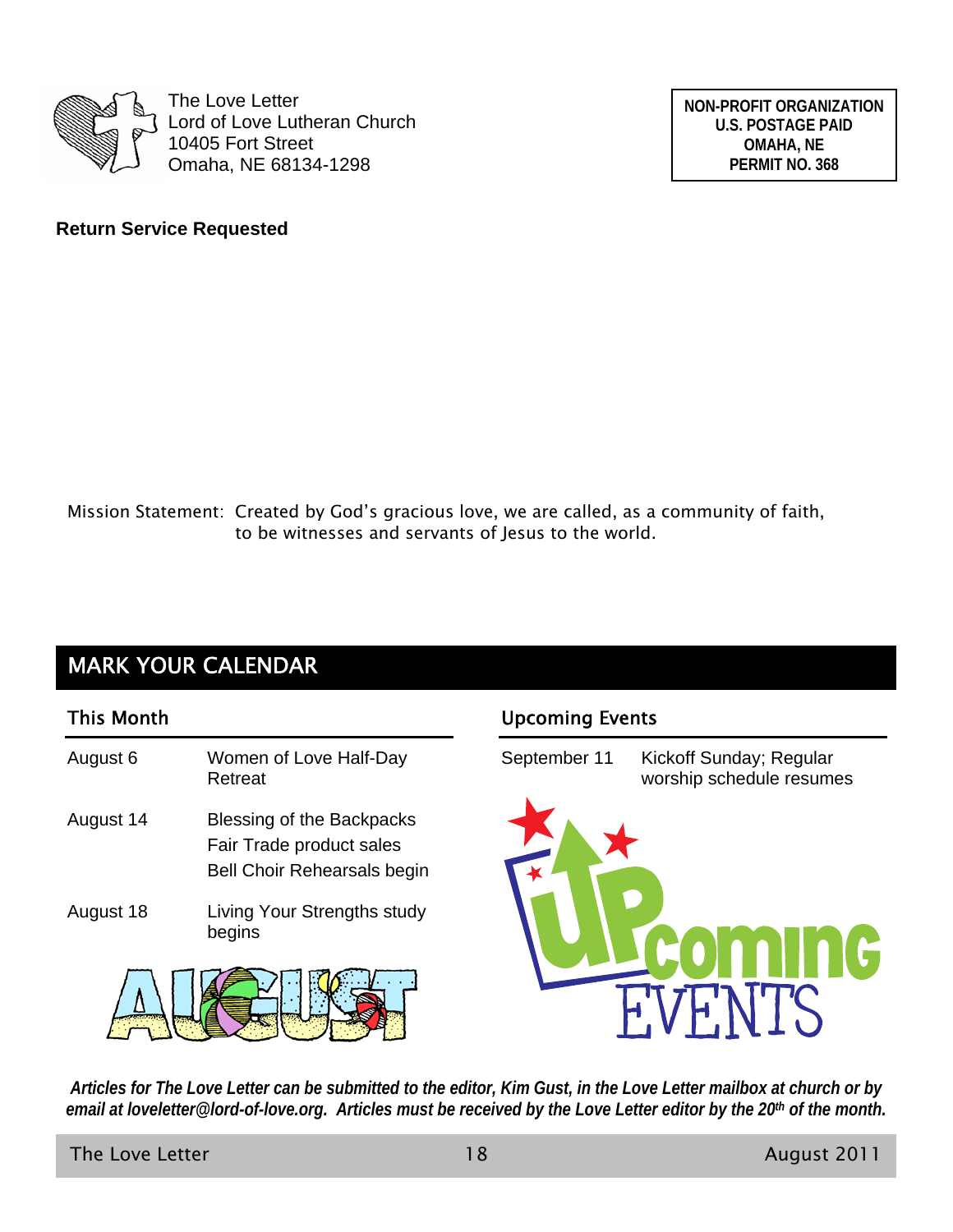The Love Letter
Lord of Love Lutheran Church
10405 Fort Street
Omaha, NE 68134-1298

**NON-PROFIT ORGANIZATION**
**U.S. POSTAGE PAID**
**OMAHA, NE**
**PERMIT NO. 368**

**Return Service Requested**

Mission Statement: Created by God's gracious love, we are called, as a community of faith, to be witnesses and servants of Jesus to the world.

## MARK YOUR CALENDAR

### This Month

| | |
|---|---|
| August 6 | Women of Love Half-Day Retreat |
| August 14 | Blessing of the Backpacks<br>Fair Trade product sales<br>Bell Choir Rehearsals begin |
| August 18 | Living Your Strengths study begins |

### Upcoming Events

| | |
|---|---|
| September 11 | Kickoff Sunday; Regular worship schedule resumes |

***Articles for The Love Letter can be submitted to the editor, Kim Gust, in the Love Letter mailbox at church or by email at loveletter@lord-of-love.org. Articles must be received by the Love Letter editor by the 20th of the month.***